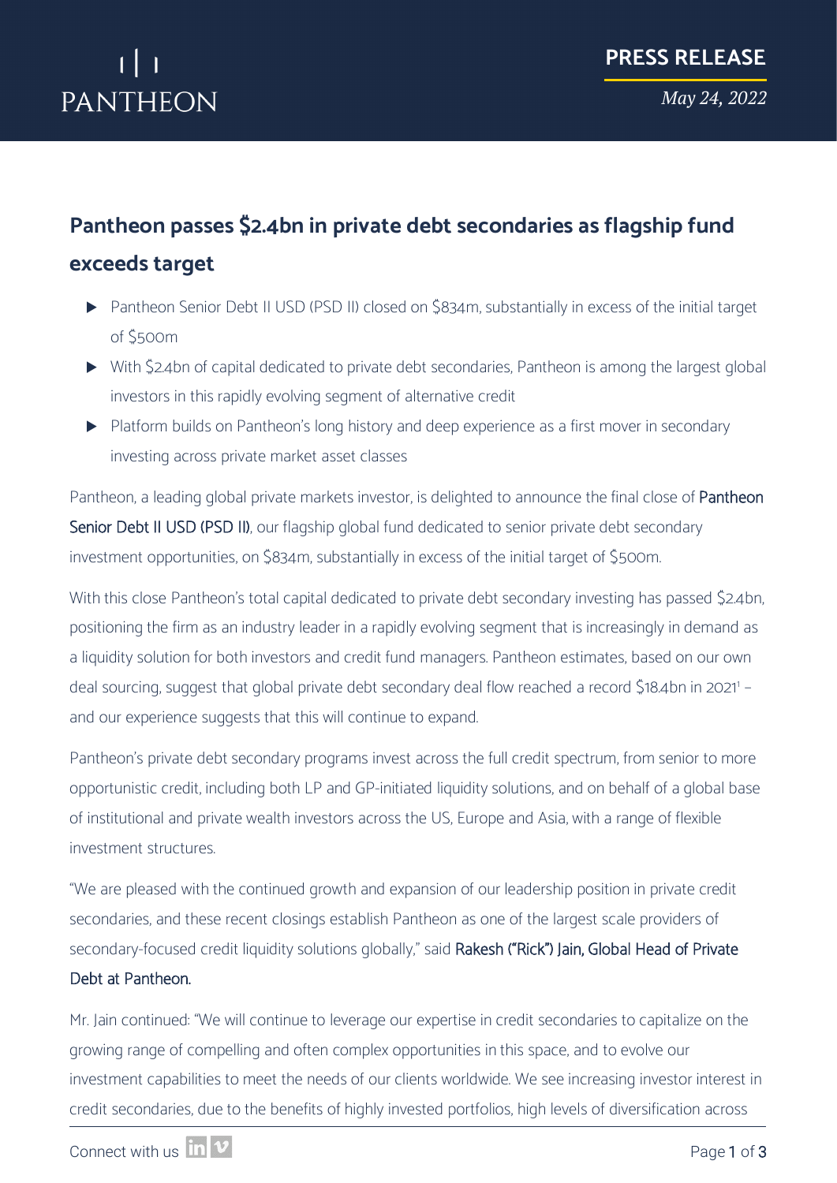PANTHEON

**PRESS RELEASE**

*May 24, 2022*

# Pantheon passes $2.4bn in private debt secondaries as flagship fund exceeds target

- Pantheon Senior Debt II USD (PSD II) closed on $834m, substantially in excess of the initial target of $500m
- With $2.4bn of capital dedicated to private debt secondaries, Pantheon is among the largest global investors in this rapidly evolving segment of alternative credit
- Platform builds on Pantheon's long history and deep experience as a first mover in secondary investing across private market asset classes

Pantheon, a leading global private markets investor, is delighted to announce the final close of Pantheon Senior Debt II USD (PSD II), our flagship global fund dedicated to senior private debt secondary investment opportunities, on $834m, substantially in excess of the initial target of $500m.

With this close Pantheon's total capital dedicated to private debt secondary investing has passed $2.4bn, positioning the firm as an industry leader in a rapidly evolving segment that is increasingly in demand as a liquidity solution for both investors and credit fund managers. Pantheon estimates, based on our own deal sourcing, suggest that global private debt secondary deal flow reached a record $18.4bn in 2021[1] – and our experience suggests that this will continue to expand.

Pantheon's private debt secondary programs invest across the full credit spectrum, from senior to more opportunistic credit, including both LP and GP-initiated liquidity solutions, and on behalf of a global base of institutional and private wealth investors across the US, Europe and Asia, with a range of flexible investment structures.

"We are pleased with the continued growth and expansion of our leadership position in private credit secondaries, and these recent closings establish Pantheon as one of the largest scale providers of secondary-focused credit liquidity solutions globally," said Rakesh ("Rick") Jain, Global Head of Private Debt at Pantheon.

Mr. Jain continued: "We will continue to leverage our expertise in credit secondaries to capitalize on the growing range of compelling and often complex opportunities in this space, and to evolve our investment capabilities to meet the needs of our clients worldwide. We see increasing investor interest in credit secondaries, due to the benefits of highly invested portfolios, high levels of diversification across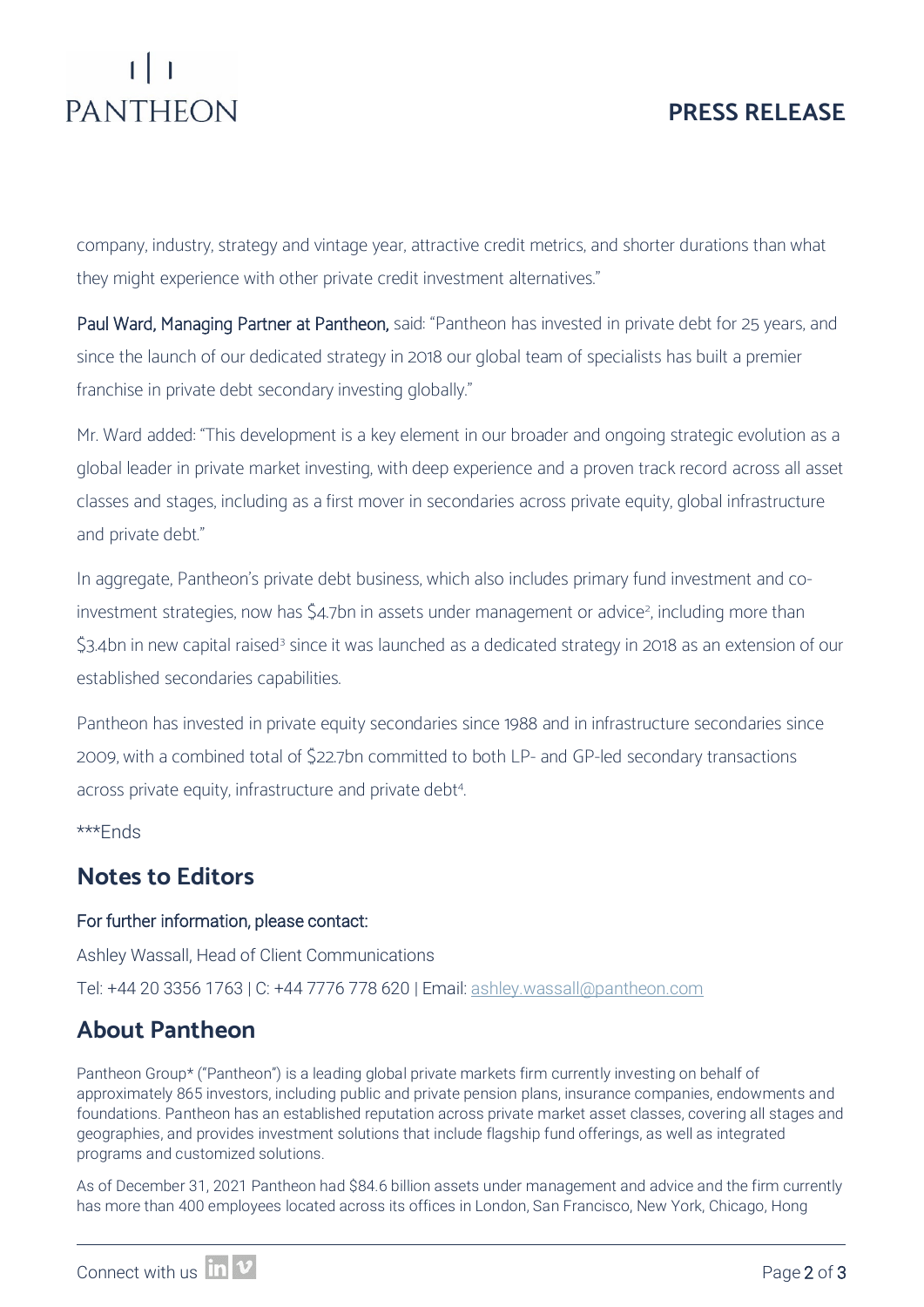company, industry, strategy and vintage year, attractive credit metrics, and shorter durations than what they might experience with other private credit investment alternatives."

**Paul Ward, Managing Partner at Pantheon,** said: "Pantheon has invested in private debt for 25 years, and since the launch of our dedicated strategy in 2018 our global team of specialists has built a premier franchise in private debt secondary investing globally."

Mr. Ward added: "This development is a key element in our broader and ongoing strategic evolution as a global leader in private market investing, with deep experience and a proven track record across all asset classes and stages, including as a first mover in secondaries across private equity, global infrastructure and private debt."

In aggregate, Pantheon's private debt business, which also includes primary fund investment and co-investment strategies, now has $4.7bn in assets under management or advice[2], including more than $3.4bn in new capital raised[3] since it was launched as a dedicated strategy in 2018 as an extension of our established secondaries capabilities.

Pantheon has invested in private equity secondaries since 1988 and in infrastructure secondaries since 2009, with a combined total of $22.7bn committed to both LP- and GP-led secondary transactions across private equity, infrastructure and private debt[4].

***Ends

## Notes to Editors

**For further information, please contact:**

Ashley Wassall, Head of Client Communications

Tel: +44 20 3356 1763 | C: +44 7776 778 620 | Email: ashley.wassall@pantheon.com

## About Pantheon

Pantheon Group* ("Pantheon") is a leading global private markets firm currently investing on behalf of approximately 865 investors, including public and private pension plans, insurance companies, endowments and foundations. Pantheon has an established reputation across private market asset classes, covering all stages and geographies, and provides investment solutions that include flagship fund offerings, as well as integrated programs and customized solutions.

As of December 31, 2021 Pantheon had $84.6 billion assets under management and advice and the firm currently has more than 400 employees located across its offices in London, San Francisco, New York, Chicago, Hong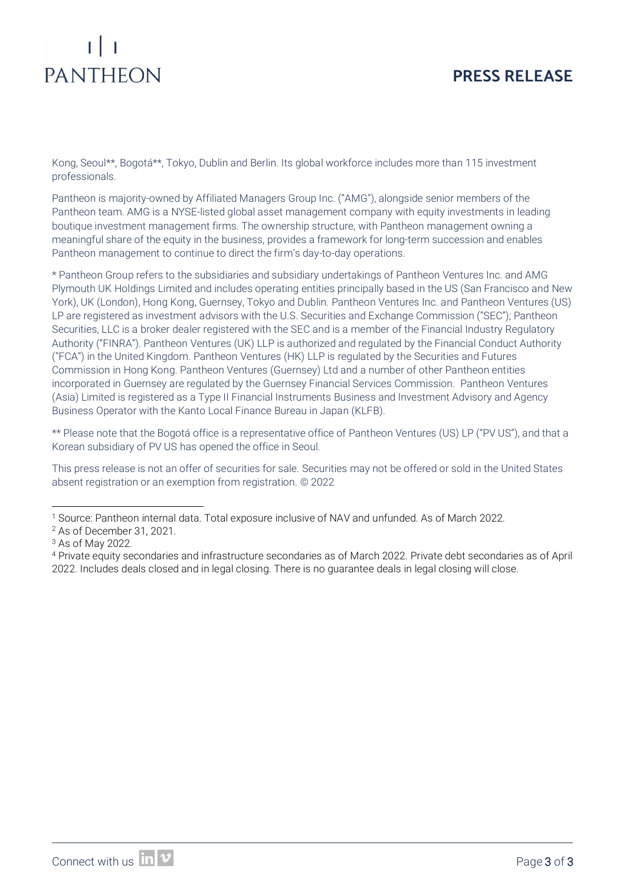Kong, Seoul**, Bogotá**, Tokyo, Dublin and Berlin. Its global workforce includes more than 115 investment professionals.

Pantheon is majority-owned by Affiliated Managers Group Inc. ("AMG"), alongside senior members of the Pantheon team. AMG is a NYSE-listed global asset management company with equity investments in leading boutique investment management firms. The ownership structure, with Pantheon management owning a meaningful share of the equity in the business, provides a framework for long-term succession and enables Pantheon management to continue to direct the firm's day-to-day operations.

* Pantheon Group refers to the subsidiaries and subsidiary undertakings of Pantheon Ventures Inc. and AMG Plymouth UK Holdings Limited and includes operating entities principally based in the US (San Francisco and New York), UK (London), Hong Kong, Guernsey, Tokyo and Dublin. Pantheon Ventures Inc. and Pantheon Ventures (US) LP are registered as investment advisors with the U.S. Securities and Exchange Commission ("SEC"); Pantheon Securities, LLC is a broker dealer registered with the SEC and is a member of the Financial Industry Regulatory Authority ("FINRA"). Pantheon Ventures (UK) LLP is authorized and regulated by the Financial Conduct Authority ("FCA") in the United Kingdom. Pantheon Ventures (HK) LLP is regulated by the Securities and Futures Commission in Hong Kong. Pantheon Ventures (Guernsey) Ltd and a number of other Pantheon entities incorporated in Guernsey are regulated by the Guernsey Financial Services Commission. Pantheon Ventures (Asia) Limited is registered as a Type II Financial Instruments Business and Investment Advisory and Agency Business Operator with the Kanto Local Finance Bureau in Japan (KLFB).

** Please note that the Bogotá office is a representative office of Pantheon Ventures (US) LP ("PV US"), and that a Korean subsidiary of PV US has opened the office in Seoul.

This press release is not an offer of securities for sale. Securities may not be offered or sold in the United States absent registration or an exemption from registration. © 2022

---

[1] Source: Pantheon internal data. Total exposure inclusive of NAV and unfunded. As of March 2022.

[2] As of December 31, 2021.

[3] As of May 2022.

[4] Private equity secondaries and infrastructure secondaries as of March 2022. Private debt secondaries as of April 2022. Includes deals closed and in legal closing. There is no guarantee deals in legal closing will close.

Connect with us